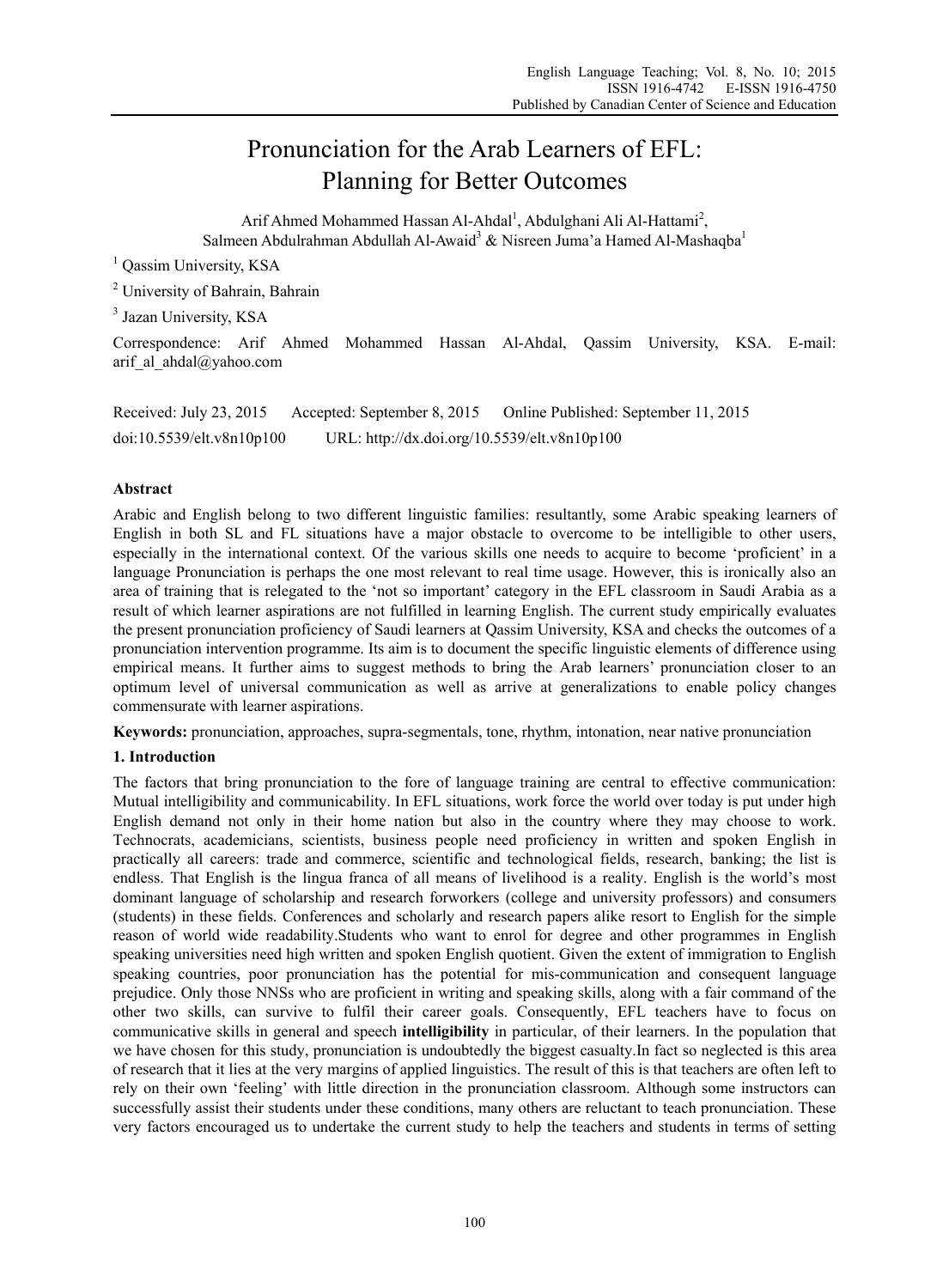# Pronunciation for the Arab Learners of EFL: Planning for Better Outcomes

Arif Ahmed Mohammed Hassan Al-Ahdal[1], Abdulghani Ali Al-Hattami[2], Salmeen Abdulrahman Abdullah Al-Awaid[3] & Nisreen Juma'a Hamed Al-Mashaqba[1]

[1] Qassim University, KSA

[2] University of Bahrain, Bahrain

[3] Jazan University, KSA

Correspondence: Arif Ahmed Mohammed Hassan Al-Ahdal, Qassim University, KSA. E-mail: arif_al_ahdal@yahoo.com

Received: July 23, 2015 Accepted: September 8, 2015 Online Published: September 11, 2015

doi:10.5539/elt.v8n10p100 URL: http://dx.doi.org/10.5539/elt.v8n10p100

## Abstract

Arabic and English belong to two different linguistic families: resultantly, some Arabic speaking learners of English in both SL and FL situations have a major obstacle to overcome to be intelligible to other users, especially in the international context. Of the various skills one needs to acquire to become 'proficient' in a language Pronunciation is perhaps the one most relevant to real time usage. However, this is ironically also an area of training that is relegated to the 'not so important' category in the EFL classroom in Saudi Arabia as a result of which learner aspirations are not fulfilled in learning English. The current study empirically evaluates the present pronunciation proficiency of Saudi learners at Qassim University, KSA and checks the outcomes of a pronunciation intervention programme. Its aim is to document the specific linguistic elements of difference using empirical means. It further aims to suggest methods to bring the Arab learners' pronunciation closer to an optimum level of universal communication as well as arrive at generalizations to enable policy changes commensurate with learner aspirations.

**Keywords:** pronunciation, approaches, supra-segmentals, tone, rhythm, intonation, near native pronunciation

## 1. Introduction

The factors that bring pronunciation to the fore of language training are central to effective communication: Mutual intelligibility and communicability. In EFL situations, work force the world over today is put under high English demand not only in their home nation but also in the country where they may choose to work. Technocrats, academicians, scientists, business people need proficiency in written and spoken English in practically all careers: trade and commerce, scientific and technological fields, research, banking; the list is endless. That English is the lingua franca of all means of livelihood is a reality. English is the world's most dominant language of scholarship and research forworkers (college and university professors) and consumers (students) in these fields. Conferences and scholarly and research papers alike resort to English for the simple reason of world wide readability.Students who want to enrol for degree and other programmes in English speaking universities need high written and spoken English quotient. Given the extent of immigration to English speaking countries, poor pronunciation has the potential for mis-communication and consequent language prejudice. Only those NNSs who are proficient in writing and speaking skills, along with a fair command of the other two skills, can survive to fulfil their career goals. Consequently, EFL teachers have to focus on communicative skills in general and speech **intelligibility** in particular, of their learners. In the population that we have chosen for this study, pronunciation is undoubtedly the biggest casualty.In fact so neglected is this area of research that it lies at the very margins of applied linguistics. The result of this is that teachers are often left to rely on their own 'feeling' with little direction in the pronunciation classroom. Although some instructors can successfully assist their students under these conditions, many others are reluctant to teach pronunciation. These very factors encouraged us to undertake the current study to help the teachers and students in terms of setting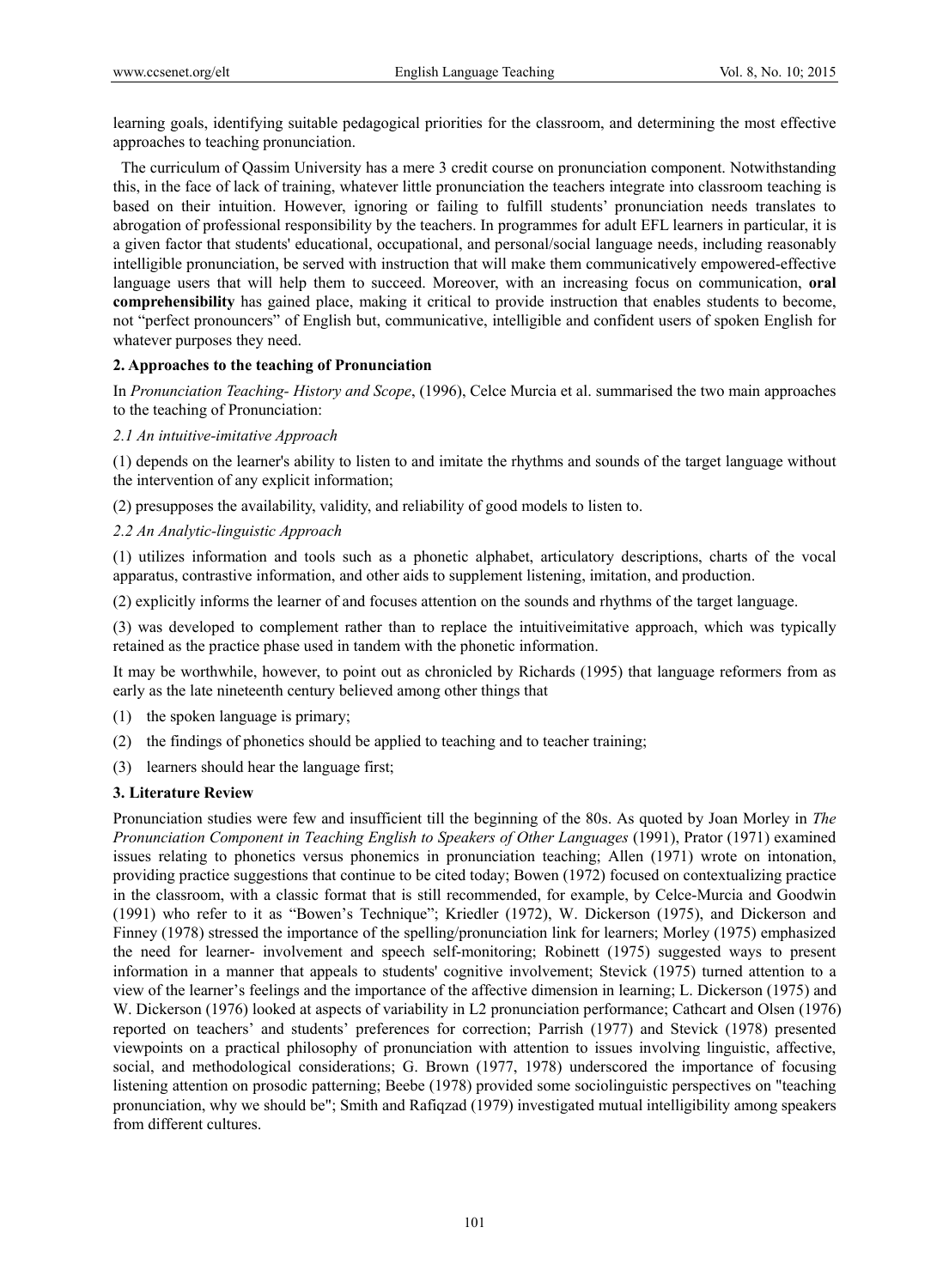learning goals, identifying suitable pedagogical priorities for the classroom, and determining the most effective approaches to teaching pronunciation.

The curriculum of Qassim University has a mere 3 credit course on pronunciation component. Notwithstanding this, in the face of lack of training, whatever little pronunciation the teachers integrate into classroom teaching is based on their intuition. However, ignoring or failing to fulfill students' pronunciation needs translates to abrogation of professional responsibility by the teachers. In programmes for adult EFL learners in particular, it is a given factor that students' educational, occupational, and personal/social language needs, including reasonably intelligible pronunciation, be served with instruction that will make them communicatively empowered-effective language users that will help them to succeed. Moreover, with an increasing focus on communication, **oral comprehensibility** has gained place, making it critical to provide instruction that enables students to become, not "perfect pronouncers" of English but, communicative, intelligible and confident users of spoken English for whatever purposes they need.

## 2. Approaches to the teaching of Pronunciation

In *Pronunciation Teaching- History and Scope*, (1996), Celce Murcia et al. summarised the two main approaches to the teaching of Pronunciation:

### *2.1 An intuitive-imitative Approach*

(1) depends on the learner's ability to listen to and imitate the rhythms and sounds of the target language without the intervention of any explicit information;

(2) presupposes the availability, validity, and reliability of good models to listen to.

### *2.2 An Analytic-linguistic Approach*

(1) utilizes information and tools such as a phonetic alphabet, articulatory descriptions, charts of the vocal apparatus, contrastive information, and other aids to supplement listening, imitation, and production.

(2) explicitly informs the learner of and focuses attention on the sounds and rhythms of the target language.

(3) was developed to complement rather than to replace the intuitiveimitative approach, which was typically retained as the practice phase used in tandem with the phonetic information.

It may be worthwhile, however, to point out as chronicled by Richards (1995) that language reformers from as early as the late nineteenth century believed among other things that

(1) the spoken language is primary;

(2) the findings of phonetics should be applied to teaching and to teacher training;

(3) learners should hear the language first;

## 3. Literature Review

Pronunciation studies were few and insufficient till the beginning of the 80s. As quoted by Joan Morley in *The Pronunciation Component in Teaching English to Speakers of Other Languages* (1991), Prator (1971) examined issues relating to phonetics versus phonemics in pronunciation teaching; Allen (1971) wrote on intonation, providing practice suggestions that continue to be cited today; Bowen (1972) focused on contextualizing practice in the classroom, with a classic format that is still recommended, for example, by Celce-Murcia and Goodwin (1991) who refer to it as "Bowen's Technique"; Kriedler (1972), W. Dickerson (1975), and Dickerson and Finney (1978) stressed the importance of the spelling/pronunciation link for learners; Morley (1975) emphasized the need for learner- involvement and speech self-monitoring; Robinett (1975) suggested ways to present information in a manner that appeals to students' cognitive involvement; Stevick (1975) turned attention to a view of the learner's feelings and the importance of the affective dimension in learning; L. Dickerson (1975) and W. Dickerson (1976) looked at aspects of variability in L2 pronunciation performance; Cathcart and Olsen (1976) reported on teachers' and students' preferences for correction; Parrish (1977) and Stevick (1978) presented viewpoints on a practical philosophy of pronunciation with attention to issues involving linguistic, affective, social, and methodological considerations; G. Brown (1977, 1978) underscored the importance of focusing listening attention on prosodic patterning; Beebe (1978) provided some sociolinguistic perspectives on "teaching pronunciation, why we should be"; Smith and Rafiqzad (1979) investigated mutual intelligibility among speakers from different cultures.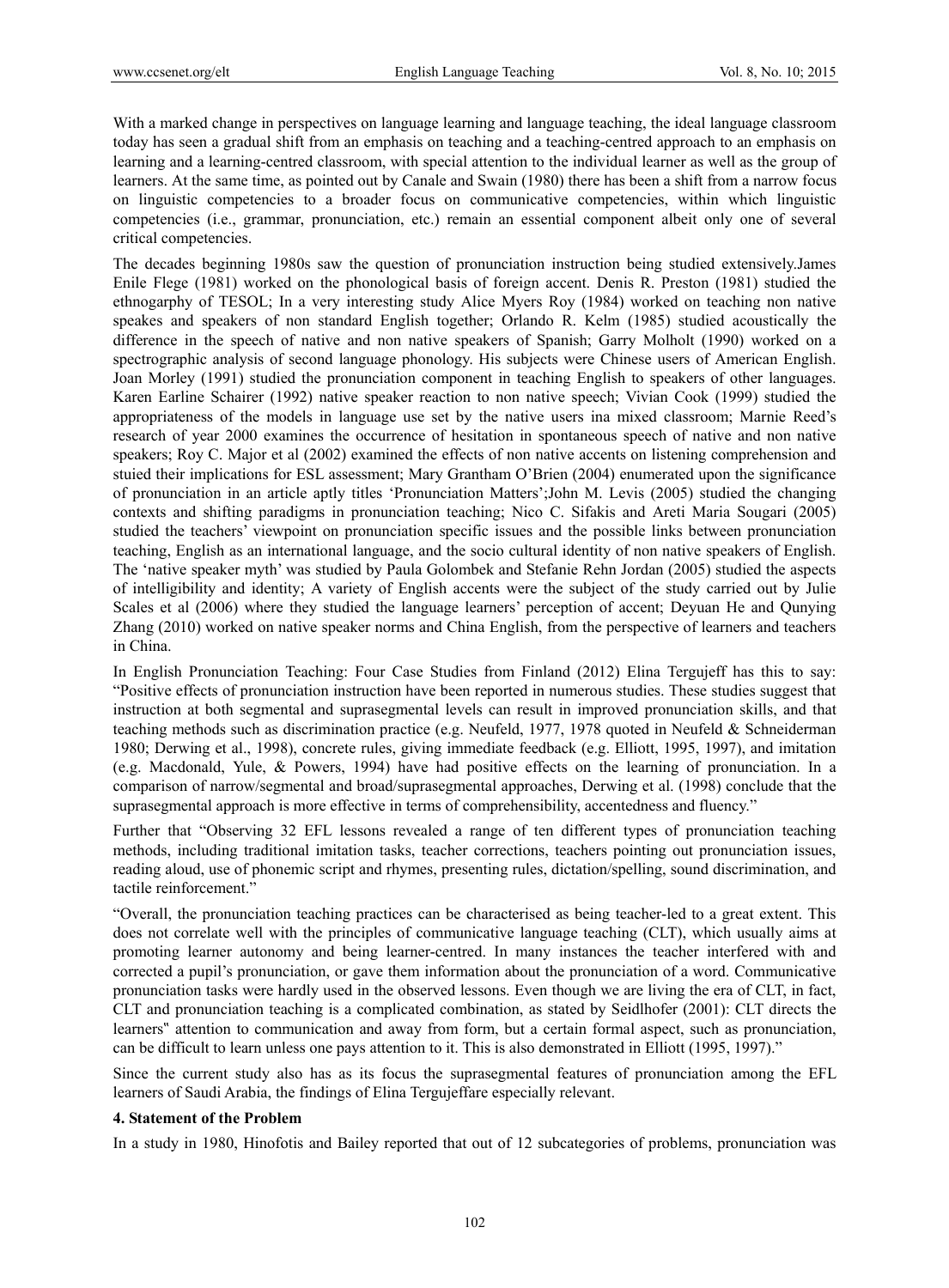With a marked change in perspectives on language learning and language teaching, the ideal language classroom today has seen a gradual shift from an emphasis on teaching and a teaching-centred approach to an emphasis on learning and a learning-centred classroom, with special attention to the individual learner as well as the group of learners. At the same time, as pointed out by Canale and Swain (1980) there has been a shift from a narrow focus on linguistic competencies to a broader focus on communicative competencies, within which linguistic competencies (i.e., grammar, pronunciation, etc.) remain an essential component albeit only one of several critical competencies.

The decades beginning 1980s saw the question of pronunciation instruction being studied extensively.James Enile Flege (1981) worked on the phonological basis of foreign accent. Denis R. Preston (1981) studied the ethnogarphy of TESOL; In a very interesting study Alice Myers Roy (1984) worked on teaching non native speakes and speakers of non standard English together; Orlando R. Kelm (1985) studied acoustically the difference in the speech of native and non native speakers of Spanish; Garry Molholt (1990) worked on a spectrographic analysis of second language phonology. His subjects were Chinese users of American English. Joan Morley (1991) studied the pronunciation component in teaching English to speakers of other languages. Karen Earline Schairer (1992) native speaker reaction to non native speech; Vivian Cook (1999) studied the appropriateness of the models in language use set by the native users ina mixed classroom; Marnie Reed's research of year 2000 examines the occurrence of hesitation in spontaneous speech of native and non native speakers; Roy C. Major et al (2002) examined the effects of non native accents on listening comprehension and stuied their implications for ESL assessment; Mary Grantham O'Brien (2004) enumerated upon the significance of pronunciation in an article aptly titles 'Pronunciation Matters';John M. Levis (2005) studied the changing contexts and shifting paradigms in pronunciation teaching; Nico C. Sifakis and Areti Maria Sougari (2005) studied the teachers' viewpoint on pronunciation specific issues and the possible links between pronunciation teaching, English as an international language, and the socio cultural identity of non native speakers of English. The 'native speaker myth' was studied by Paula Golombek and Stefanie Rehn Jordan (2005) studied the aspects of intelligibility and identity; A variety of English accents were the subject of the study carried out by Julie Scales et al (2006) where they studied the language learners' perception of accent; Deyuan He and Qunying Zhang (2010) worked on native speaker norms and China English, from the perspective of learners and teachers in China.

In English Pronunciation Teaching: Four Case Studies from Finland (2012) Elina Tergujeff has this to say: "Positive effects of pronunciation instruction have been reported in numerous studies. These studies suggest that instruction at both segmental and suprasegmental levels can result in improved pronunciation skills, and that teaching methods such as discrimination practice (e.g. Neufeld, 1977, 1978 quoted in Neufeld & Schneiderman 1980; Derwing et al., 1998), concrete rules, giving immediate feedback (e.g. Elliott, 1995, 1997), and imitation (e.g. Macdonald, Yule, & Powers, 1994) have had positive effects on the learning of pronunciation. In a comparison of narrow/segmental and broad/suprasegmental approaches, Derwing et al. (1998) conclude that the suprasegmental approach is more effective in terms of comprehensibility, accentedness and fluency."

Further that "Observing 32 EFL lessons revealed a range of ten different types of pronunciation teaching methods, including traditional imitation tasks, teacher corrections, teachers pointing out pronunciation issues, reading aloud, use of phonemic script and rhymes, presenting rules, dictation/spelling, sound discrimination, and tactile reinforcement."

"Overall, the pronunciation teaching practices can be characterised as being teacher-led to a great extent. This does not correlate well with the principles of communicative language teaching (CLT), which usually aims at promoting learner autonomy and being learner-centred. In many instances the teacher interfered with and corrected a pupil's pronunciation, or gave them information about the pronunciation of a word. Communicative pronunciation tasks were hardly used in the observed lessons. Even though we are living the era of CLT, in fact, CLT and pronunciation teaching is a complicated combination, as stated by Seidlhofer (2001): CLT directs the learners‟ attention to communication and away from form, but a certain formal aspect, such as pronunciation, can be difficult to learn unless one pays attention to it. This is also demonstrated in Elliott (1995, 1997)."

Since the current study also has as its focus the suprasegmental features of pronunciation among the EFL learners of Saudi Arabia, the findings of Elina Tergujeffare especially relevant.

## 4. Statement of the Problem

In a study in 1980, Hinofotis and Bailey reported that out of 12 subcategories of problems, pronunciation was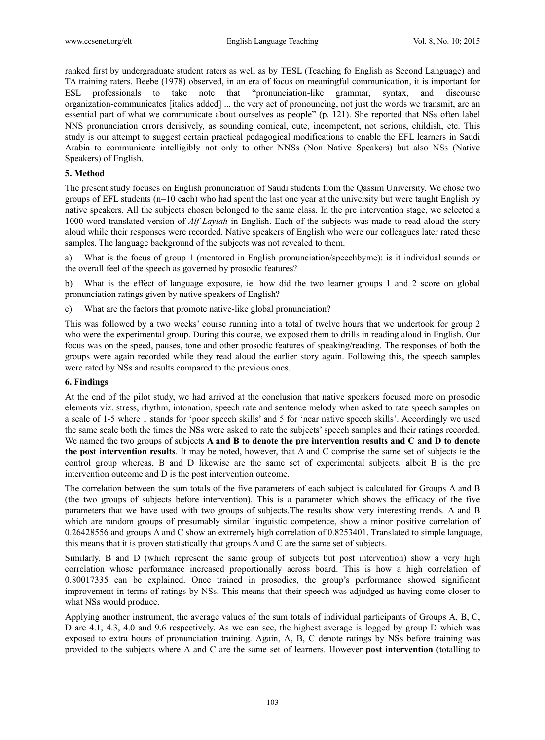ranked first by undergraduate student raters as well as by TESL (Teaching fo English as Second Language) and TA training raters. Beebe (1978) observed, in an era of focus on meaningful communication, it is important for ESL professionals to take note that "pronunciation-like grammar, syntax, and discourse organization-communicates [italics added] ... the very act of pronouncing, not just the words we transmit, are an essential part of what we communicate about ourselves as people" (p. 121). She reported that NSs often label NNS pronunciation errors derisively, as sounding comical, cute, incompetent, not serious, childish, etc. This study is our attempt to suggest certain practical pedagogical modifications to enable the EFL learners in Saudi Arabia to communicate intelligibly not only to other NNSs (Non Native Speakers) but also NSs (Native Speakers) of English.

## 5. Method

The present study focuses on English pronunciation of Saudi students from the Qassim University. We chose two groups of EFL students (n=10 each) who had spent the last one year at the university but were taught English by native speakers. All the subjects chosen belonged to the same class. In the pre intervention stage, we selected a 1000 word translated version of *Alf Laylah* in English. Each of the subjects was made to read aloud the story aloud while their responses were recorded. Native speakers of English who were our colleagues later rated these samples. The language background of the subjects was not revealed to them.

a) What is the focus of group 1 (mentored in English pronunciation/speechbyme): is it individual sounds or the overall feel of the speech as governed by prosodic features?

b) What is the effect of language exposure, ie. how did the two learner groups 1 and 2 score on global pronunciation ratings given by native speakers of English?

c) What are the factors that promote native-like global pronunciation?

This was followed by a two weeks' course running into a total of twelve hours that we undertook for group 2 who were the experimental group. During this course, we exposed them to drills in reading aloud in English. Our focus was on the speed, pauses, tone and other prosodic features of speaking/reading. The responses of both the groups were again recorded while they read aloud the earlier story again. Following this, the speech samples were rated by NSs and results compared to the previous ones.

## 6. Findings

At the end of the pilot study, we had arrived at the conclusion that native speakers focused more on prosodic elements viz. stress, rhythm, intonation, speech rate and sentence melody when asked to rate speech samples on a scale of 1-5 where 1 stands for 'poor speech skills' and 5 for 'near native speech skills'. Accordingly we used the same scale both the times the NSs were asked to rate the subjects' speech samples and their ratings recorded. We named the two groups of subjects **A and B to denote the pre intervention results and C and D to denote the post intervention results**. It may be noted, however, that A and C comprise the same set of subjects ie the control group whereas, B and D likewise are the same set of experimental subjects, albeit B is the pre intervention outcome and D is the post intervention outcome.

The correlation between the sum totals of the five parameters of each subject is calculated for Groups A and B (the two groups of subjects before intervention). This is a parameter which shows the efficacy of the five parameters that we have used with two groups of subjects.The results show very interesting trends. A and B which are random groups of presumably similar linguistic competence, show a minor positive correlation of 0.26428556 and groups A and C show an extremely high correlation of 0.8253401. Translated to simple language, this means that it is proven statistically that groups A and C are the same set of subjects.

Similarly, B and D (which represent the same group of subjects but post intervention) show a very high correlation whose performance increased proportionally across board. This is how a high correlation of 0.80017335 can be explained. Once trained in prosodics, the group's performance showed significant improvement in terms of ratings by NSs. This means that their speech was adjudged as having come closer to what NSs would produce.

Applying another instrument, the average values of the sum totals of individual participants of Groups A, B, C, D are 4.1, 4.3, 4.0 and 9.6 respectively. As we can see, the highest average is logged by group D which was exposed to extra hours of pronunciation training. Again, A, B, C denote ratings by NSs before training was provided to the subjects where A and C are the same set of learners. However **post intervention** (totalling to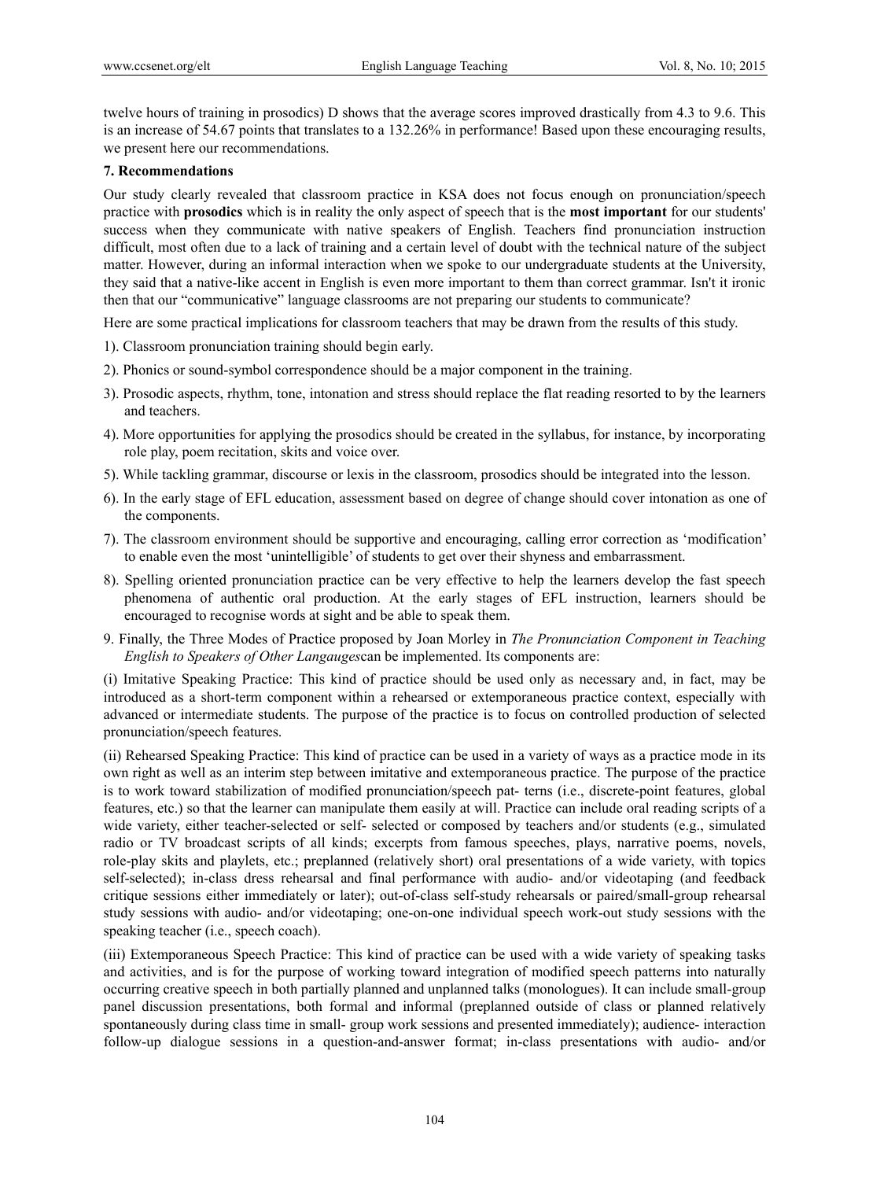twelve hours of training in prosodics) D shows that the average scores improved drastically from 4.3 to 9.6. This is an increase of 54.67 points that translates to a 132.26% in performance! Based upon these encouraging results, we present here our recommendations.

**7. Recommendations**

Our study clearly revealed that classroom practice in KSA does not focus enough on pronunciation/speech practice with **prosodics** which is in reality the only aspect of speech that is the **most important** for our students' success when they communicate with native speakers of English. Teachers find pronunciation instruction difficult, most often due to a lack of training and a certain level of doubt with the technical nature of the subject matter. However, during an informal interaction when we spoke to our undergraduate students at the University, they said that a native-like accent in English is even more important to them than correct grammar. Isn't it ironic then that our "communicative" language classrooms are not preparing our students to communicate?

Here are some practical implications for classroom teachers that may be drawn from the results of this study.

1). Classroom pronunciation training should begin early.

2). Phonics or sound-symbol correspondence should be a major component in the training.

3). Prosodic aspects, rhythm, tone, intonation and stress should replace the flat reading resorted to by the learners and teachers.

4). More opportunities for applying the prosodics should be created in the syllabus, for instance, by incorporating role play, poem recitation, skits and voice over.

5). While tackling grammar, discourse or lexis in the classroom, prosodics should be integrated into the lesson.

6). In the early stage of EFL education, assessment based on degree of change should cover intonation as one of the components.

7). The classroom environment should be supportive and encouraging, calling error correction as 'modification' to enable even the most 'unintelligible' of students to get over their shyness and embarrassment.

8). Spelling oriented pronunciation practice can be very effective to help the learners develop the fast speech phenomena of authentic oral production. At the early stages of EFL instruction, learners should be encouraged to recognise words at sight and be able to speak them.

9. Finally, the Three Modes of Practice proposed by Joan Morley in *The Pronunciation Component in Teaching English to Speakers of Other Langauges*can be implemented. Its components are:

(i) Imitative Speaking Practice: This kind of practice should be used only as necessary and, in fact, may be introduced as a short-term component within a rehearsed or extemporaneous practice context, especially with advanced or intermediate students. The purpose of the practice is to focus on controlled production of selected pronunciation/speech features.

(ii) Rehearsed Speaking Practice: This kind of practice can be used in a variety of ways as a practice mode in its own right as well as an interim step between imitative and extemporaneous practice. The purpose of the practice is to work toward stabilization of modified pronunciation/speech pat- terns (i.e., discrete-point features, global features, etc.) so that the learner can manipulate them easily at will. Practice can include oral reading scripts of a wide variety, either teacher-selected or self- selected or composed by teachers and/or students (e.g., simulated radio or TV broadcast scripts of all kinds; excerpts from famous speeches, plays, narrative poems, novels, role-play skits and playlets, etc.; preplanned (relatively short) oral presentations of a wide variety, with topics self-selected); in-class dress rehearsal and final performance with audio- and/or videotaping (and feedback critique sessions either immediately or later); out-of-class self-study rehearsals or paired/small-group rehearsal study sessions with audio- and/or videotaping; one-on-one individual speech work-out study sessions with the speaking teacher (i.e., speech coach).

(iii) Extemporaneous Speech Practice: This kind of practice can be used with a wide variety of speaking tasks and activities, and is for the purpose of working toward integration of modified speech patterns into naturally occurring creative speech in both partially planned and unplanned talks (monologues). It can include small-group panel discussion presentations, both formal and informal (preplanned outside of class or planned relatively spontaneously during class time in small- group work sessions and presented immediately); audience- interaction follow-up dialogue sessions in a question-and-answer format; in-class presentations with audio- and/or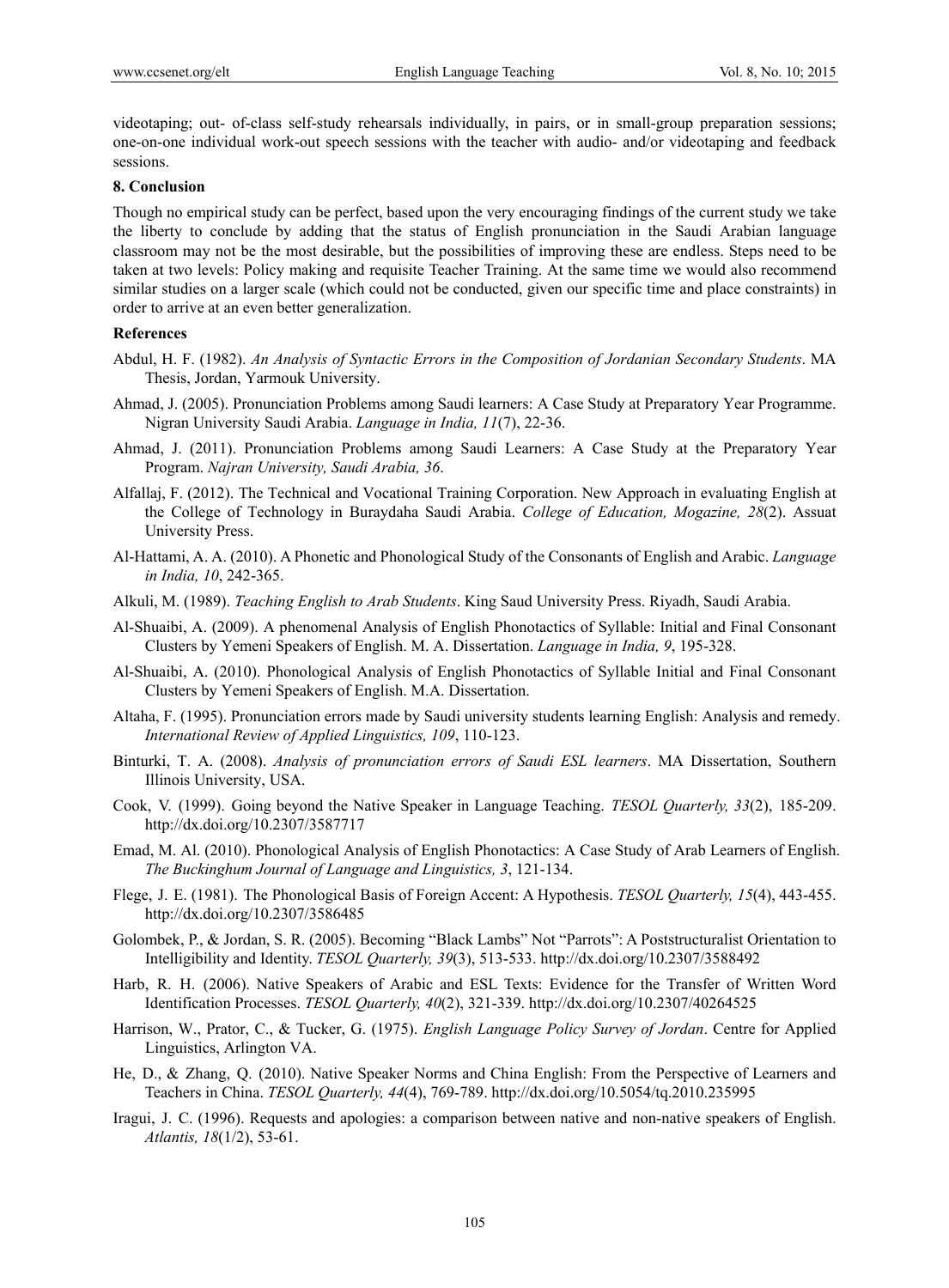videotaping; out- of-class self-study rehearsals individually, in pairs, or in small-group preparation sessions; one-on-one individual work-out speech sessions with the teacher with audio- and/or videotaping and feedback sessions.

## 8. Conclusion

Though no empirical study can be perfect, based upon the very encouraging findings of the current study we take the liberty to conclude by adding that the status of English pronunciation in the Saudi Arabian language classroom may not be the most desirable, but the possibilities of improving these are endless. Steps need to be taken at two levels: Policy making and requisite Teacher Training. At the same time we would also recommend similar studies on a larger scale (which could not be conducted, given our specific time and place constraints) in order to arrive at an even better generalization.

## References

Abdul, H. F. (1982). *An Analysis of Syntactic Errors in the Composition of Jordanian Secondary Students*. MA Thesis, Jordan, Yarmouk University.

Ahmad, J. (2005). Pronunciation Problems among Saudi learners: A Case Study at Preparatory Year Programme. Nigran University Saudi Arabia. *Language in India, 11*(7), 22-36.

Ahmad, J. (2011). Pronunciation Problems among Saudi Learners: A Case Study at the Preparatory Year Program. *Najran University, Saudi Arabia, 36*.

Alfallaj, F. (2012). The Technical and Vocational Training Corporation. New Approach in evaluating English at the College of Technology in Buraydaha Saudi Arabia. *College of Education, Mogazine, 28*(2). Assuat University Press.

Al-Hattami, A. A. (2010). A Phonetic and Phonological Study of the Consonants of English and Arabic. *Language in India, 10*, 242-365.

Alkuli, M. (1989). *Teaching English to Arab Students*. King Saud University Press. Riyadh, Saudi Arabia.

Al-Shuaibi, A. (2009). A phenomenal Analysis of English Phonotactics of Syllable: Initial and Final Consonant Clusters by Yemeni Speakers of English. M. A. Dissertation. *Language in India, 9*, 195-328.

Al-Shuaibi, A. (2010). Phonological Analysis of English Phonotactics of Syllable Initial and Final Consonant Clusters by Yemeni Speakers of English. M.A. Dissertation.

Altaha, F. (1995). Pronunciation errors made by Saudi university students learning English: Analysis and remedy. *International Review of Applied Linguistics, 109*, 110-123.

Binturki, T. A. (2008). *Analysis of pronunciation errors of Saudi ESL learners*. MA Dissertation, Southern Illinois University, USA.

Cook, V. (1999). Going beyond the Native Speaker in Language Teaching. *TESOL Quarterly, 33*(2), 185-209. http://dx.doi.org/10.2307/3587717

Emad, M. Al. (2010). Phonological Analysis of English Phonotactics: A Case Study of Arab Learners of English. *The Buckinghum Journal of Language and Linguistics, 3*, 121-134.

Flege, J. E. (1981). The Phonological Basis of Foreign Accent: A Hypothesis. *TESOL Quarterly, 15*(4), 443-455. http://dx.doi.org/10.2307/3586485

Golombek, P., & Jordan, S. R. (2005). Becoming "Black Lambs" Not "Parrots": A Poststructuralist Orientation to Intelligibility and Identity. *TESOL Quarterly, 39*(3), 513-533. http://dx.doi.org/10.2307/3588492

Harb, R. H. (2006). Native Speakers of Arabic and ESL Texts: Evidence for the Transfer of Written Word Identification Processes. *TESOL Quarterly, 40*(2), 321-339. http://dx.doi.org/10.2307/40264525

Harrison, W., Prator, C., & Tucker, G. (1975). *English Language Policy Survey of Jordan*. Centre for Applied Linguistics, Arlington VA.

He, D., & Zhang, Q. (2010). Native Speaker Norms and China English: From the Perspective of Learners and Teachers in China. *TESOL Quarterly, 44*(4), 769-789. http://dx.doi.org/10.5054/tq.2010.235995

Iragui, J. C. (1996). Requests and apologies: a comparison between native and non-native speakers of English. *Atlantis, 18*(1/2), 53-61.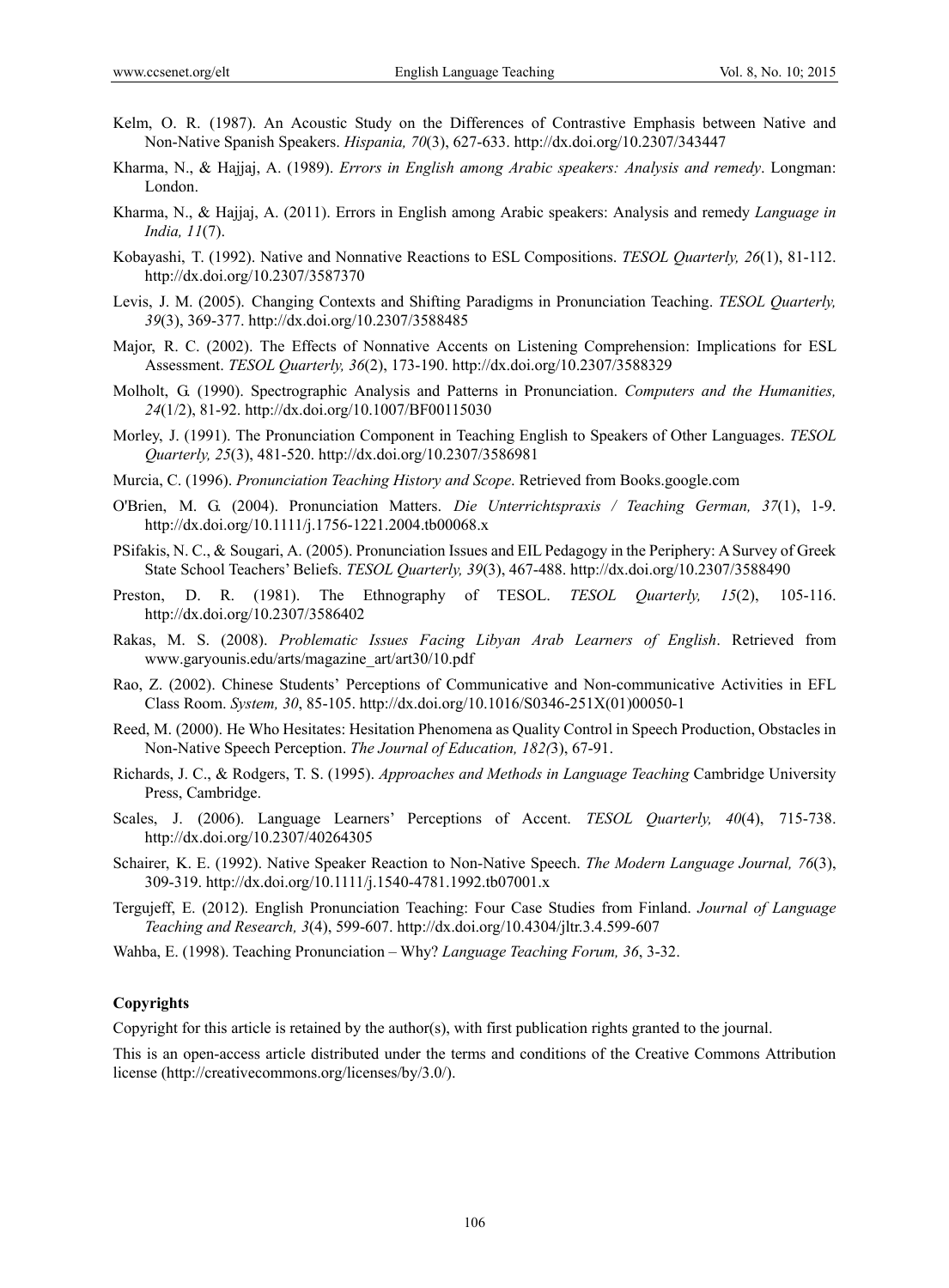Kelm, O. R. (1987). An Acoustic Study on the Differences of Contrastive Emphasis between Native and Non-Native Spanish Speakers. *Hispania, 70*(3), 627-633. http://dx.doi.org/10.2307/343447

Kharma, N., & Hajjaj, A. (1989). *Errors in English among Arabic speakers: Analysis and remedy*. Longman: London.

Kharma, N., & Hajjaj, A. (2011). Errors in English among Arabic speakers: Analysis and remedy *Language in India, 11*(7).

Kobayashi, T. (1992). Native and Nonnative Reactions to ESL Compositions. *TESOL Quarterly, 26*(1), 81-112. http://dx.doi.org/10.2307/3587370

Levis, J. M. (2005). Changing Contexts and Shifting Paradigms in Pronunciation Teaching. *TESOL Quarterly, 39*(3), 369-377. http://dx.doi.org/10.2307/3588485

Major, R. C. (2002). The Effects of Nonnative Accents on Listening Comprehension: Implications for ESL Assessment. *TESOL Quarterly, 36*(2), 173-190. http://dx.doi.org/10.2307/3588329

Molholt, G. (1990). Spectrographic Analysis and Patterns in Pronunciation. *Computers and the Humanities, 24*(1/2), 81-92. http://dx.doi.org/10.1007/BF00115030

Morley, J. (1991). The Pronunciation Component in Teaching English to Speakers of Other Languages. *TESOL Quarterly, 25*(3), 481-520. http://dx.doi.org/10.2307/3586981

Murcia, C. (1996). *Pronunciation Teaching History and Scope*. Retrieved from Books.google.com

O'Brien, M. G. (2004). Pronunciation Matters. *Die Unterrichtspraxis / Teaching German, 37*(1), 1-9. http://dx.doi.org/10.1111/j.1756-1221.2004.tb00068.x

PSifakis, N. C., & Sougari, A. (2005). Pronunciation Issues and EIL Pedagogy in the Periphery: A Survey of Greek State School Teachers' Beliefs. *TESOL Quarterly, 39*(3), 467-488. http://dx.doi.org/10.2307/3588490

Preston, D. R. (1981). The Ethnography of TESOL. *TESOL Quarterly, 15*(2), 105-116. http://dx.doi.org/10.2307/3586402

Rakas, M. S. (2008). *Problematic Issues Facing Libyan Arab Learners of English*. Retrieved from www.garyounis.edu/arts/magazine_art/art30/10.pdf

Rao, Z. (2002). Chinese Students' Perceptions of Communicative and Non-communicative Activities in EFL Class Room. *System, 30*, 85-105. http://dx.doi.org/10.1016/S0346-251X(01)00050-1

Reed, M. (2000). He Who Hesitates: Hesitation Phenomena as Quality Control in Speech Production, Obstacles in Non-Native Speech Perception. *The Journal of Education, 182(*3), 67-91.

Richards, J. C., & Rodgers, T. S. (1995). *Approaches and Methods in Language Teaching* Cambridge University Press, Cambridge.

Scales, J. (2006). Language Learners' Perceptions of Accent. *TESOL Quarterly, 40*(4), 715-738. http://dx.doi.org/10.2307/40264305

Schairer, K. E. (1992). Native Speaker Reaction to Non-Native Speech. *The Modern Language Journal, 76*(3), 309-319. http://dx.doi.org/10.1111/j.1540-4781.1992.tb07001.x

Tergujeff, E. (2012). English Pronunciation Teaching: Four Case Studies from Finland. *Journal of Language Teaching and Research, 3*(4), 599-607. http://dx.doi.org/10.4304/jltr.3.4.599-607

Wahba, E. (1998). Teaching Pronunciation – Why? *Language Teaching Forum, 36*, 3-32.

**Copyrights**

Copyright for this article is retained by the author(s), with first publication rights granted to the journal.

This is an open-access article distributed under the terms and conditions of the Creative Commons Attribution license (http://creativecommons.org/licenses/by/3.0/).